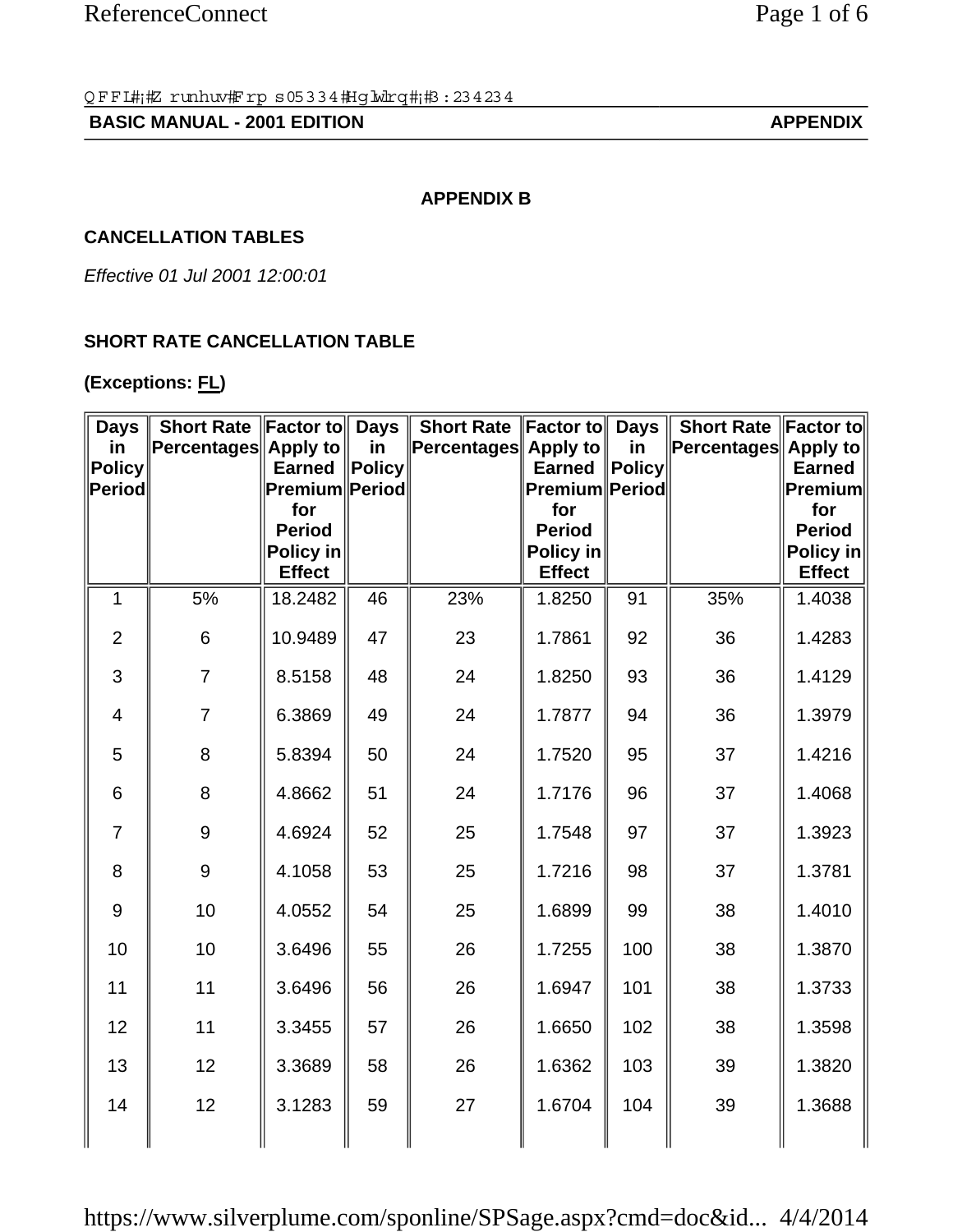**BASIC MANUAL - 2001 EDITION** **APPENDIX**

## APPENDIX B

### CANCELLATION TABLES

*Effective 01 Jul 2001 12:00:01*

### SHORT RATE CANCELLATION TABLE

**(Exceptions: FL)**

| Days in Policy Period | Short Rate Percentages | Factor to Apply to Earned Premium for Period Policy in Effect | Days in Policy Period | Short Rate Percentages | Factor to Apply to Earned Premium for Period Policy in Effect | Days in Policy Period | Short Rate Percentages | Factor to Apply to Earned Premium for Period Policy in Effect |
|---|---|---|---|---|---|---|---|---|
| 1 | 5% | 18.2482 | 46 | 23% | 1.8250 | 91 | 35% | 1.4038 |
| 2 | 6 | 10.9489 | 47 | 23 | 1.7861 | 92 | 36 | 1.4283 |
| 3 | 7 | 8.5158 | 48 | 24 | 1.8250 | 93 | 36 | 1.4129 |
| 4 | 7 | 6.3869 | 49 | 24 | 1.7877 | 94 | 36 | 1.3979 |
| 5 | 8 | 5.8394 | 50 | 24 | 1.7520 | 95 | 37 | 1.4216 |
| 6 | 8 | 4.8662 | 51 | 24 | 1.7176 | 96 | 37 | 1.4068 |
| 7 | 9 | 4.6924 | 52 | 25 | 1.7548 | 97 | 37 | 1.3923 |
| 8 | 9 | 4.1058 | 53 | 25 | 1.7216 | 98 | 37 | 1.3781 |
| 9 | 10 | 4.0552 | 54 | 25 | 1.6899 | 99 | 38 | 1.4010 |
| 10 | 10 | 3.6496 | 55 | 26 | 1.7255 | 100 | 38 | 1.3870 |
| 11 | 11 | 3.6496 | 56 | 26 | 1.6947 | 101 | 38 | 1.3733 |
| 12 | 11 | 3.3455 | 57 | 26 | 1.6650 | 102 | 38 | 1.3598 |
| 13 | 12 | 3.3689 | 58 | 26 | 1.6362 | 103 | 39 | 1.3820 |
| 14 | 12 | 3.1283 | 59 | 27 | 1.6704 | 104 | 39 | 1.3688 |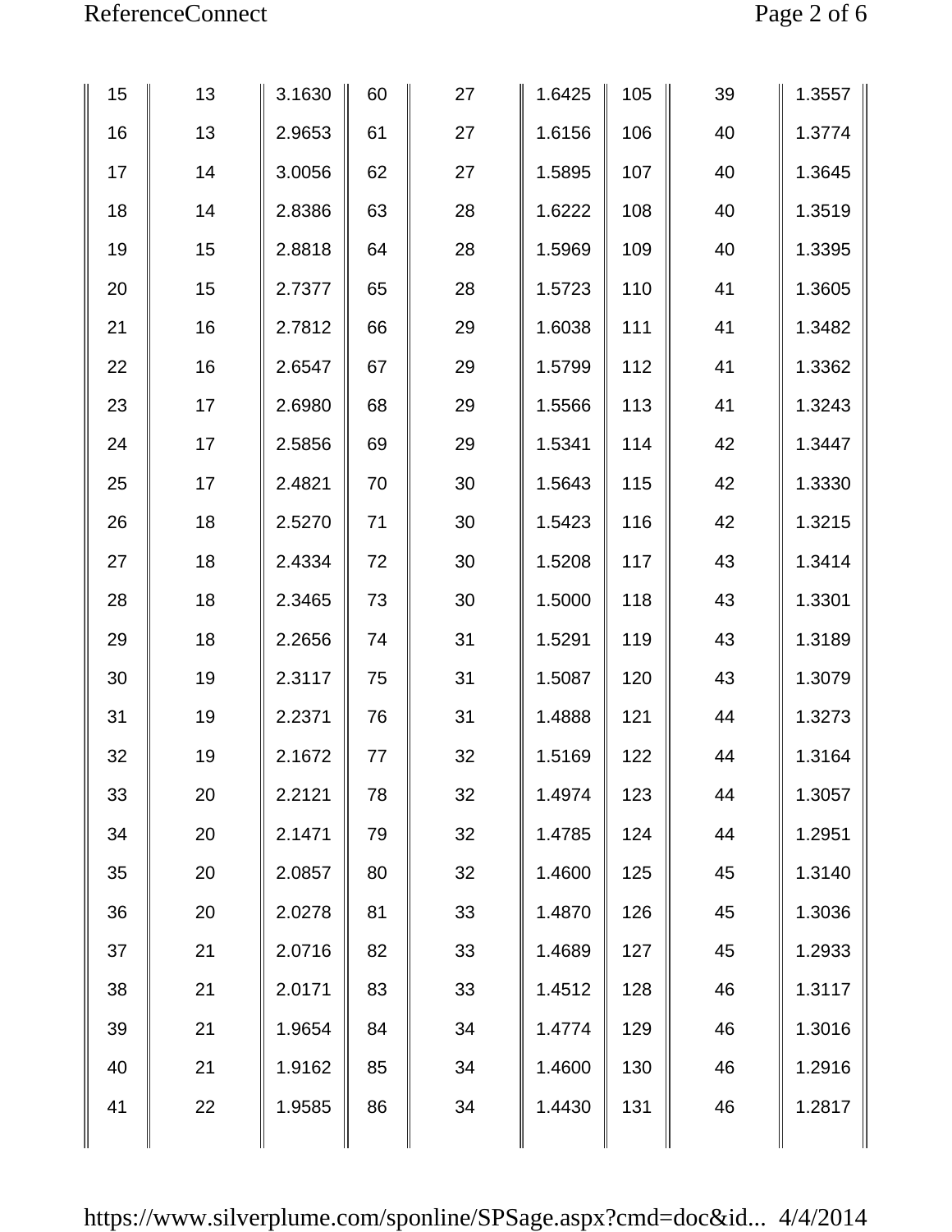| | | | | | | | | |
|---|---|---|---|---|---|---|---|---|
| 15 | 13 | 3.1630 | 60 | 27 | 1.6425 | 105 | 39 | 1.3557 |
| 16 | 13 | 2.9653 | 61 | 27 | 1.6156 | 106 | 40 | 1.3774 |
| 17 | 14 | 3.0056 | 62 | 27 | 1.5895 | 107 | 40 | 1.3645 |
| 18 | 14 | 2.8386 | 63 | 28 | 1.6222 | 108 | 40 | 1.3519 |
| 19 | 15 | 2.8818 | 64 | 28 | 1.5969 | 109 | 40 | 1.3395 |
| 20 | 15 | 2.7377 | 65 | 28 | 1.5723 | 110 | 41 | 1.3605 |
| 21 | 16 | 2.7812 | 66 | 29 | 1.6038 | 111 | 41 | 1.3482 |
| 22 | 16 | 2.6547 | 67 | 29 | 1.5799 | 112 | 41 | 1.3362 |
| 23 | 17 | 2.6980 | 68 | 29 | 1.5566 | 113 | 41 | 1.3243 |
| 24 | 17 | 2.5856 | 69 | 29 | 1.5341 | 114 | 42 | 1.3447 |
| 25 | 17 | 2.4821 | 70 | 30 | 1.5643 | 115 | 42 | 1.3330 |
| 26 | 18 | 2.5270 | 71 | 30 | 1.5423 | 116 | 42 | 1.3215 |
| 27 | 18 | 2.4334 | 72 | 30 | 1.5208 | 117 | 43 | 1.3414 |
| 28 | 18 | 2.3465 | 73 | 30 | 1.5000 | 118 | 43 | 1.3301 |
| 29 | 18 | 2.2656 | 74 | 31 | 1.5291 | 119 | 43 | 1.3189 |
| 30 | 19 | 2.3117 | 75 | 31 | 1.5087 | 120 | 43 | 1.3079 |
| 31 | 19 | 2.2371 | 76 | 31 | 1.4888 | 121 | 44 | 1.3273 |
| 32 | 19 | 2.1672 | 77 | 32 | 1.5169 | 122 | 44 | 1.3164 |
| 33 | 20 | 2.2121 | 78 | 32 | 1.4974 | 123 | 44 | 1.3057 |
| 34 | 20 | 2.1471 | 79 | 32 | 1.4785 | 124 | 44 | 1.2951 |
| 35 | 20 | 2.0857 | 80 | 32 | 1.4600 | 125 | 45 | 1.3140 |
| 36 | 20 | 2.0278 | 81 | 33 | 1.4870 | 126 | 45 | 1.3036 |
| 37 | 21 | 2.0716 | 82 | 33 | 1.4689 | 127 | 45 | 1.2933 |
| 38 | 21 | 2.0171 | 83 | 33 | 1.4512 | 128 | 46 | 1.3117 |
| 39 | 21 | 1.9654 | 84 | 34 | 1.4774 | 129 | 46 | 1.3016 |
| 40 | 21 | 1.9162 | 85 | 34 | 1.4600 | 130 | 46 | 1.2916 |
| 41 | 22 | 1.9585 | 86 | 34 | 1.4430 | 131 | 46 | 1.2817 |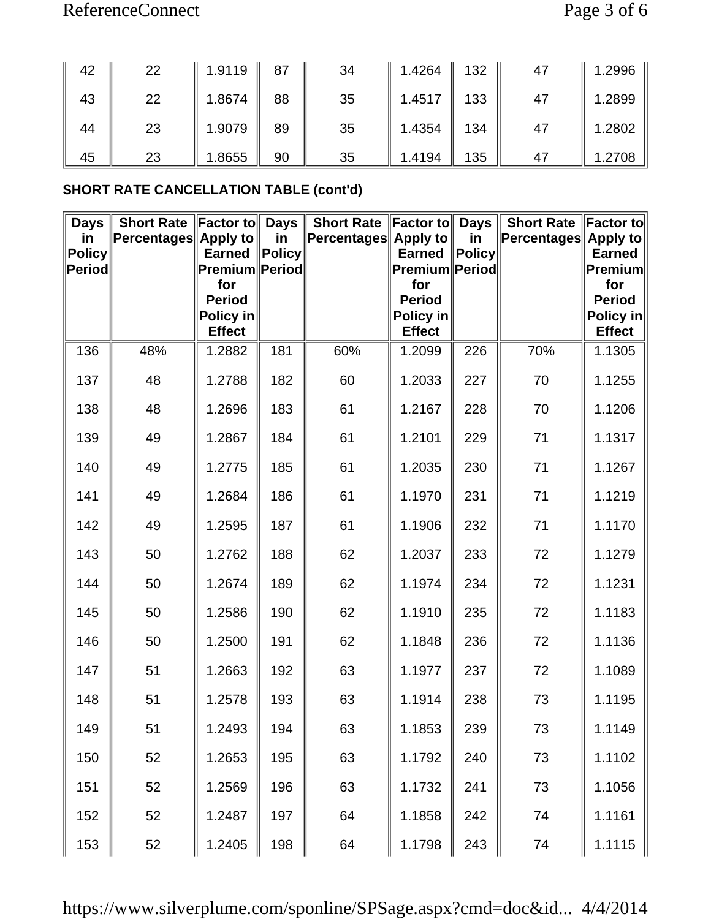| | | | | | | | | |
|---|---|---|---|---|---|---|---|---|
| 42 | 22 | 1.9119 | 87 | 34 | 1.4264 | 132 | 47 | 1.2996 |
| 43 | 22 | 1.8674 | 88 | 35 | 1.4517 | 133 | 47 | 1.2899 |
| 44 | 23 | 1.9079 | 89 | 35 | 1.4354 | 134 | 47 | 1.2802 |
| 45 | 23 | 1.8655 | 90 | 35 | 1.4194 | 135 | 47 | 1.2708 |

**SHORT RATE CANCELLATION TABLE (cont'd)**

| Days in Policy Period | Short Rate Percentages | Factor to Apply to Earned Premium for Period Policy in Effect | Days in Policy Period | Short Rate Percentages | Factor to Apply to Earned Premium for Period Policy in Effect | Days in Policy Period | Short Rate Percentages | Factor to Apply to Earned Premium for Period Policy in Effect |
|---|---|---|---|---|---|---|---|---|
| 136 | 48% | 1.2882 | 181 | 60% | 1.2099 | 226 | 70% | 1.1305 |
| 137 | 48 | 1.2788 | 182 | 60 | 1.2033 | 227 | 70 | 1.1255 |
| 138 | 48 | 1.2696 | 183 | 61 | 1.2167 | 228 | 70 | 1.1206 |
| 139 | 49 | 1.2867 | 184 | 61 | 1.2101 | 229 | 71 | 1.1317 |
| 140 | 49 | 1.2775 | 185 | 61 | 1.2035 | 230 | 71 | 1.1267 |
| 141 | 49 | 1.2684 | 186 | 61 | 1.1970 | 231 | 71 | 1.1219 |
| 142 | 49 | 1.2595 | 187 | 61 | 1.1906 | 232 | 71 | 1.1170 |
| 143 | 50 | 1.2762 | 188 | 62 | 1.2037 | 233 | 72 | 1.1279 |
| 144 | 50 | 1.2674 | 189 | 62 | 1.1974 | 234 | 72 | 1.1231 |
| 145 | 50 | 1.2586 | 190 | 62 | 1.1910 | 235 | 72 | 1.1183 |
| 146 | 50 | 1.2500 | 191 | 62 | 1.1848 | 236 | 72 | 1.1136 |
| 147 | 51 | 1.2663 | 192 | 63 | 1.1977 | 237 | 72 | 1.1089 |
| 148 | 51 | 1.2578 | 193 | 63 | 1.1914 | 238 | 73 | 1.1195 |
| 149 | 51 | 1.2493 | 194 | 63 | 1.1853 | 239 | 73 | 1.1149 |
| 150 | 52 | 1.2653 | 195 | 63 | 1.1792 | 240 | 73 | 1.1102 |
| 151 | 52 | 1.2569 | 196 | 63 | 1.1732 | 241 | 73 | 1.1056 |
| 152 | 52 | 1.2487 | 197 | 64 | 1.1858 | 242 | 74 | 1.1161 |
| 153 | 52 | 1.2405 | 198 | 64 | 1.1798 | 243 | 74 | 1.1115 |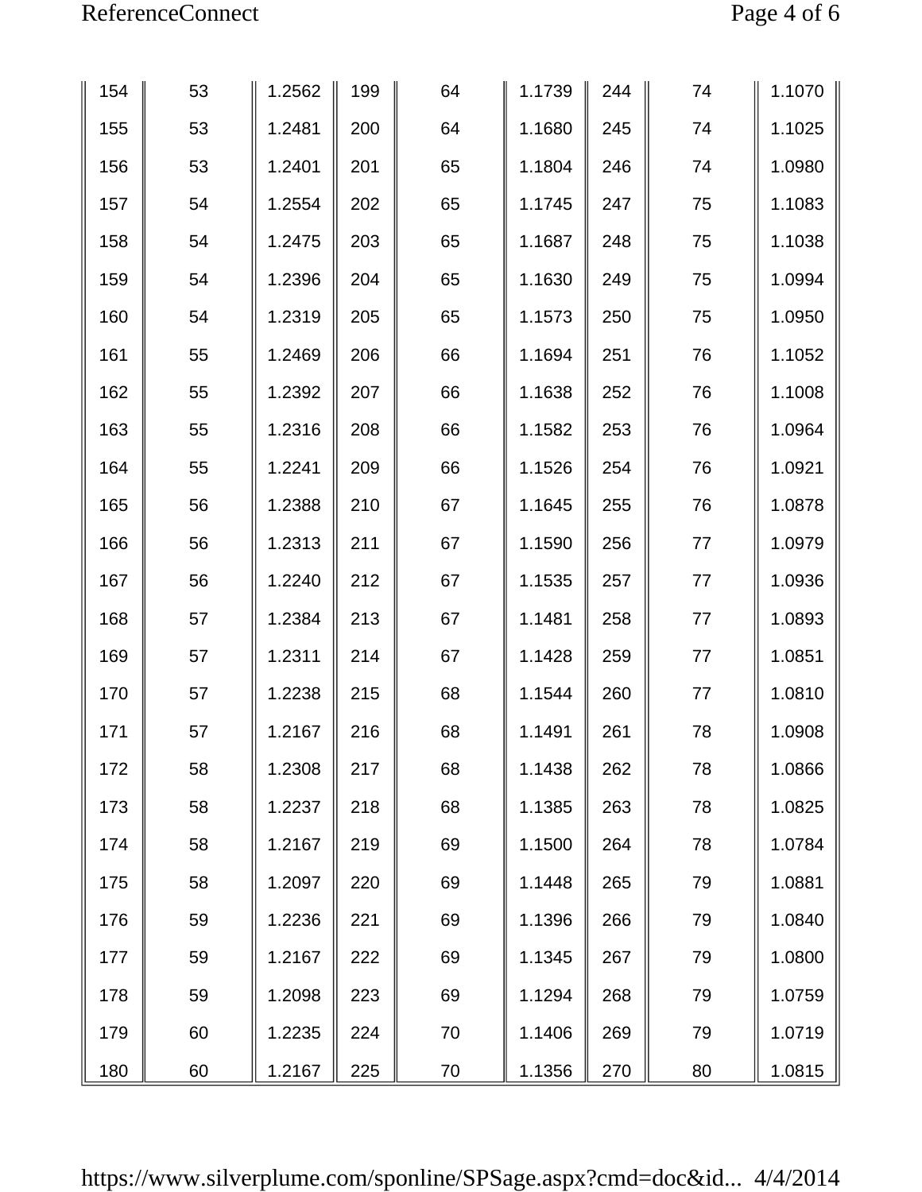| | | | | | | | | |
|---|---|---|---|---|---|---|---|---|
| 154 | 53 | 1.2562 | 199 | 64 | 1.1739 | 244 | 74 | 1.1070 |
| 155 | 53 | 1.2481 | 200 | 64 | 1.1680 | 245 | 74 | 1.1025 |
| 156 | 53 | 1.2401 | 201 | 65 | 1.1804 | 246 | 74 | 1.0980 |
| 157 | 54 | 1.2554 | 202 | 65 | 1.1745 | 247 | 75 | 1.1083 |
| 158 | 54 | 1.2475 | 203 | 65 | 1.1687 | 248 | 75 | 1.1038 |
| 159 | 54 | 1.2396 | 204 | 65 | 1.1630 | 249 | 75 | 1.0994 |
| 160 | 54 | 1.2319 | 205 | 65 | 1.1573 | 250 | 75 | 1.0950 |
| 161 | 55 | 1.2469 | 206 | 66 | 1.1694 | 251 | 76 | 1.1052 |
| 162 | 55 | 1.2392 | 207 | 66 | 1.1638 | 252 | 76 | 1.1008 |
| 163 | 55 | 1.2316 | 208 | 66 | 1.1582 | 253 | 76 | 1.0964 |
| 164 | 55 | 1.2241 | 209 | 66 | 1.1526 | 254 | 76 | 1.0921 |
| 165 | 56 | 1.2388 | 210 | 67 | 1.1645 | 255 | 76 | 1.0878 |
| 166 | 56 | 1.2313 | 211 | 67 | 1.1590 | 256 | 77 | 1.0979 |
| 167 | 56 | 1.2240 | 212 | 67 | 1.1535 | 257 | 77 | 1.0936 |
| 168 | 57 | 1.2384 | 213 | 67 | 1.1481 | 258 | 77 | 1.0893 |
| 169 | 57 | 1.2311 | 214 | 67 | 1.1428 | 259 | 77 | 1.0851 |
| 170 | 57 | 1.2238 | 215 | 68 | 1.1544 | 260 | 77 | 1.0810 |
| 171 | 57 | 1.2167 | 216 | 68 | 1.1491 | 261 | 78 | 1.0908 |
| 172 | 58 | 1.2308 | 217 | 68 | 1.1438 | 262 | 78 | 1.0866 |
| 173 | 58 | 1.2237 | 218 | 68 | 1.1385 | 263 | 78 | 1.0825 |
| 174 | 58 | 1.2167 | 219 | 69 | 1.1500 | 264 | 78 | 1.0784 |
| 175 | 58 | 1.2097 | 220 | 69 | 1.1448 | 265 | 79 | 1.0881 |
| 176 | 59 | 1.2236 | 221 | 69 | 1.1396 | 266 | 79 | 1.0840 |
| 177 | 59 | 1.2167 | 222 | 69 | 1.1345 | 267 | 79 | 1.0800 |
| 178 | 59 | 1.2098 | 223 | 69 | 1.1294 | 268 | 79 | 1.0759 |
| 179 | 60 | 1.2235 | 224 | 70 | 1.1406 | 269 | 79 | 1.0719 |
| 180 | 60 | 1.2167 | 225 | 70 | 1.1356 | 270 | 80 | 1.0815 |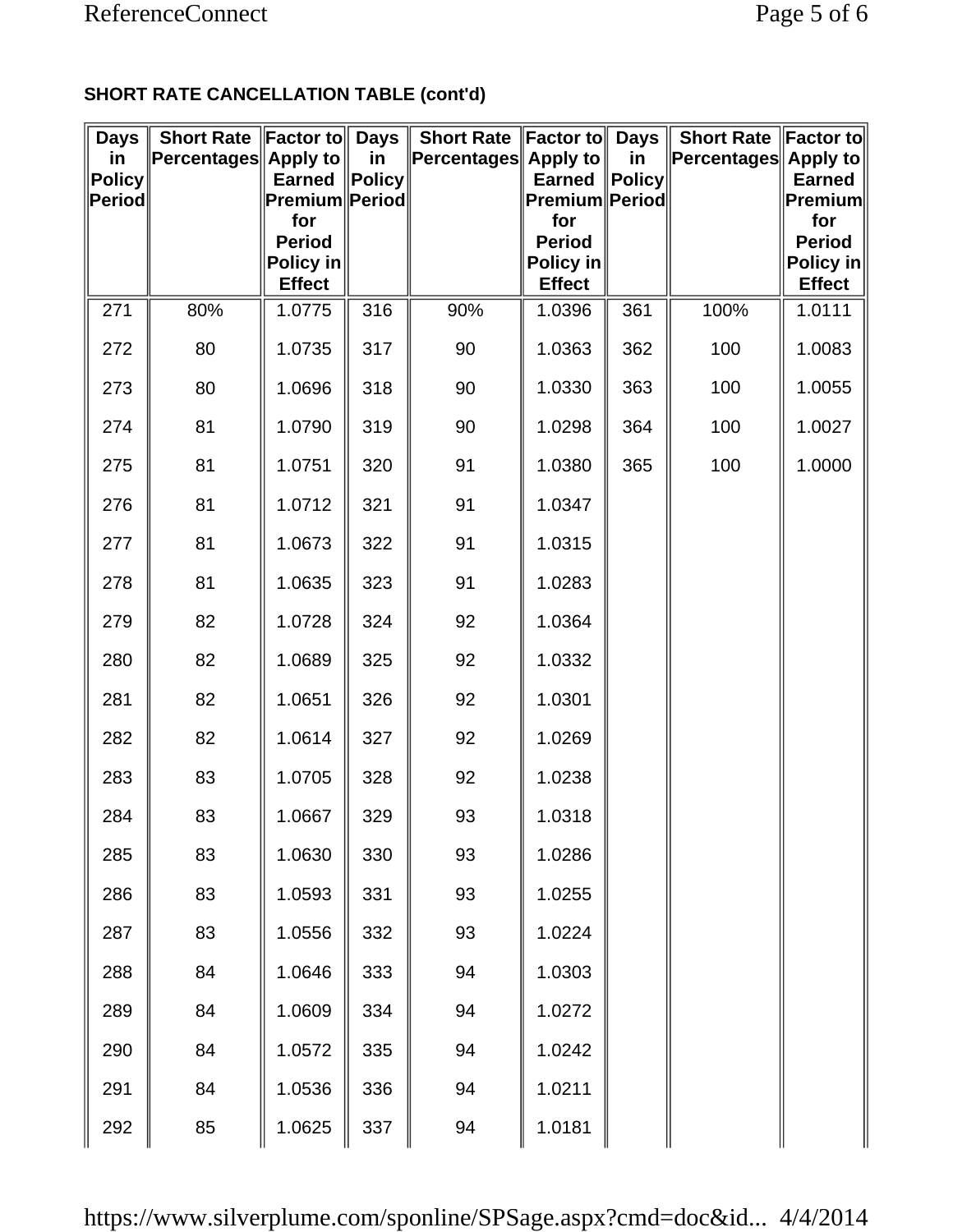**SHORT RATE CANCELLATION TABLE (cont'd)**

| Days in Policy Period | Short Rate Percentages | Factor to Apply to Earned Premium for Period Policy in Effect | Days in Policy Period | Short Rate Percentages | Factor to Apply to Earned Premium for Period Policy in Effect | Days in Policy Period | Short Rate Percentages | Factor to Apply to Earned Premium for Period Policy in Effect |
|---|---|---|---|---|---|---|---|---|
| 271 | 80% | 1.0775 | 316 | 90% | 1.0396 | 361 | 100% | 1.0111 |
| 272 | 80 | 1.0735 | 317 | 90 | 1.0363 | 362 | 100 | 1.0083 |
| 273 | 80 | 1.0696 | 318 | 90 | 1.0330 | 363 | 100 | 1.0055 |
| 274 | 81 | 1.0790 | 319 | 90 | 1.0298 | 364 | 100 | 1.0027 |
| 275 | 81 | 1.0751 | 320 | 91 | 1.0380 | 365 | 100 | 1.0000 |
| 276 | 81 | 1.0712 | 321 | 91 | 1.0347 | | | |
| 277 | 81 | 1.0673 | 322 | 91 | 1.0315 | | | |
| 278 | 81 | 1.0635 | 323 | 91 | 1.0283 | | | |
| 279 | 82 | 1.0728 | 324 | 92 | 1.0364 | | | |
| 280 | 82 | 1.0689 | 325 | 92 | 1.0332 | | | |
| 281 | 82 | 1.0651 | 326 | 92 | 1.0301 | | | |
| 282 | 82 | 1.0614 | 327 | 92 | 1.0269 | | | |
| 283 | 83 | 1.0705 | 328 | 92 | 1.0238 | | | |
| 284 | 83 | 1.0667 | 329 | 93 | 1.0318 | | | |
| 285 | 83 | 1.0630 | 330 | 93 | 1.0286 | | | |
| 286 | 83 | 1.0593 | 331 | 93 | 1.0255 | | | |
| 287 | 83 | 1.0556 | 332 | 93 | 1.0224 | | | |
| 288 | 84 | 1.0646 | 333 | 94 | 1.0303 | | | |
| 289 | 84 | 1.0609 | 334 | 94 | 1.0272 | | | |
| 290 | 84 | 1.0572 | 335 | 94 | 1.0242 | | | |
| 291 | 84 | 1.0536 | 336 | 94 | 1.0211 | | | |
| 292 | 85 | 1.0625 | 337 | 94 | 1.0181 | | | |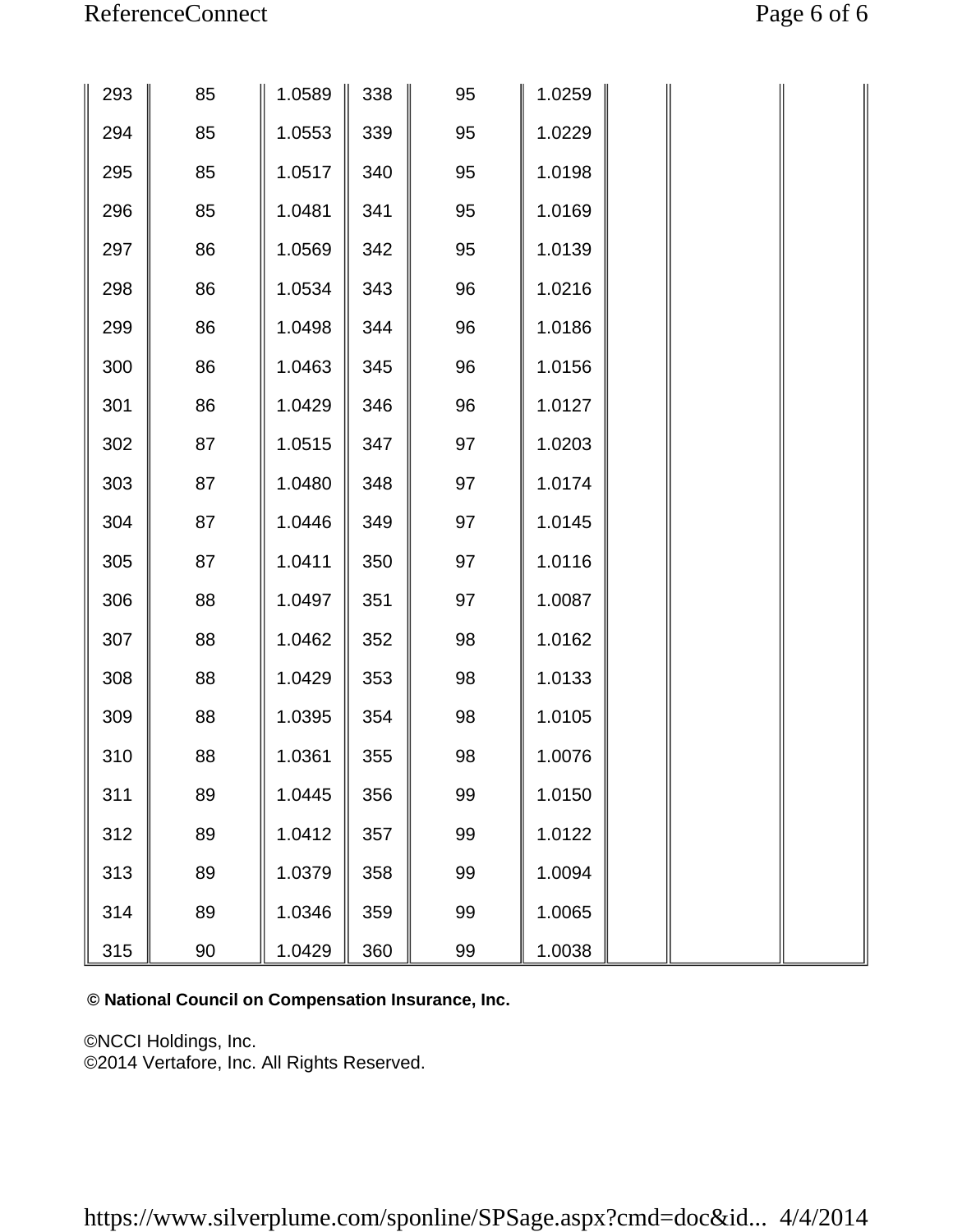| | | | | | | | | |
|---|---|---|---|---|---|---|---|---|
| 293 | 85 | 1.0589 | 338 | 95 | 1.0259 | | | |
| 294 | 85 | 1.0553 | 339 | 95 | 1.0229 | | | |
| 295 | 85 | 1.0517 | 340 | 95 | 1.0198 | | | |
| 296 | 85 | 1.0481 | 341 | 95 | 1.0169 | | | |
| 297 | 86 | 1.0569 | 342 | 95 | 1.0139 | | | |
| 298 | 86 | 1.0534 | 343 | 96 | 1.0216 | | | |
| 299 | 86 | 1.0498 | 344 | 96 | 1.0186 | | | |
| 300 | 86 | 1.0463 | 345 | 96 | 1.0156 | | | |
| 301 | 86 | 1.0429 | 346 | 96 | 1.0127 | | | |
| 302 | 87 | 1.0515 | 347 | 97 | 1.0203 | | | |
| 303 | 87 | 1.0480 | 348 | 97 | 1.0174 | | | |
| 304 | 87 | 1.0446 | 349 | 97 | 1.0145 | | | |
| 305 | 87 | 1.0411 | 350 | 97 | 1.0116 | | | |
| 306 | 88 | 1.0497 | 351 | 97 | 1.0087 | | | |
| 307 | 88 | 1.0462 | 352 | 98 | 1.0162 | | | |
| 308 | 88 | 1.0429 | 353 | 98 | 1.0133 | | | |
| 309 | 88 | 1.0395 | 354 | 98 | 1.0105 | | | |
| 310 | 88 | 1.0361 | 355 | 98 | 1.0076 | | | |
| 311 | 89 | 1.0445 | 356 | 99 | 1.0150 | | | |
| 312 | 89 | 1.0412 | 357 | 99 | 1.0122 | | | |
| 313 | 89 | 1.0379 | 358 | 99 | 1.0094 | | | |
| 314 | 89 | 1.0346 | 359 | 99 | 1.0065 | | | |
| 315 | 90 | 1.0429 | 360 | 99 | 1.0038 | | | |

**© National Council on Compensation Insurance, Inc.**

©NCCI Holdings, Inc.
©2014 Vertafore, Inc. All Rights Reserved.